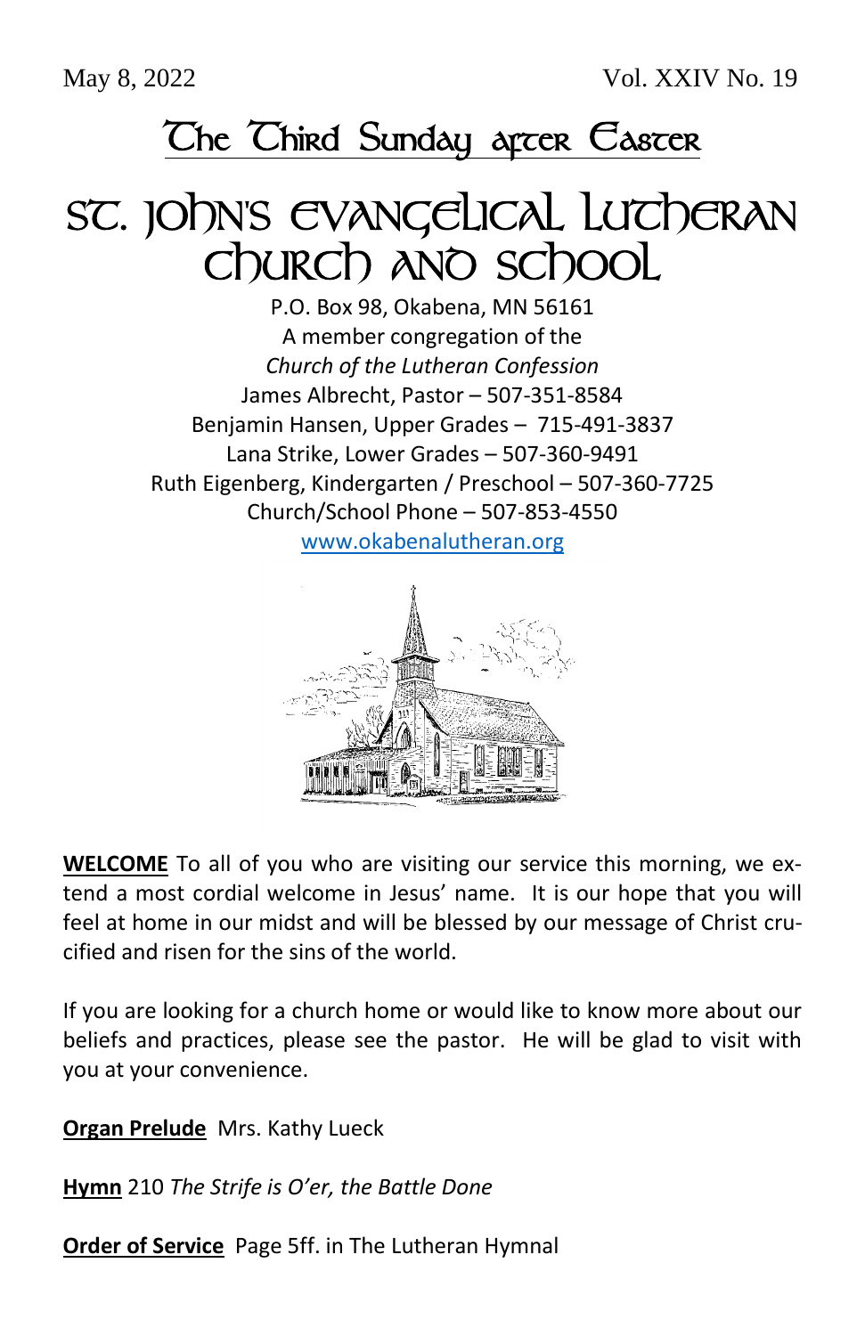May 8, 2022 Vol. XXIV No. 19

## The Third Sunday after Easter

# St. John's Evangelical Lutheran Church and School

P.O. Box 98, Okabena, MN 56161
A member congregation of the
*Church of the Lutheran Confession*
James Albrecht, Pastor – 507-351-8584
Benjamin Hansen, Upper Grades – 715-491-3837
Lana Strike, Lower Grades – 507-360-9491
Ruth Eigenberg, Kindergarten / Preschool – 507-360-7725
Church/School Phone – 507-853-4550
www.okabenalutheran.org

**WELCOME** To all of you who are visiting our service this morning, we extend a most cordial welcome in Jesus' name. It is our hope that you will feel at home in our midst and will be blessed by our message of Christ crucified and risen for the sins of the world.

If you are looking for a church home or would like to know more about our beliefs and practices, please see the pastor. He will be glad to visit with you at your convenience.

**Organ Prelude** Mrs. Kathy Lueck

**Hymn** 210 *The Strife is O'er, the Battle Done*

**Order of Service** Page 5ff. in The Lutheran Hymnal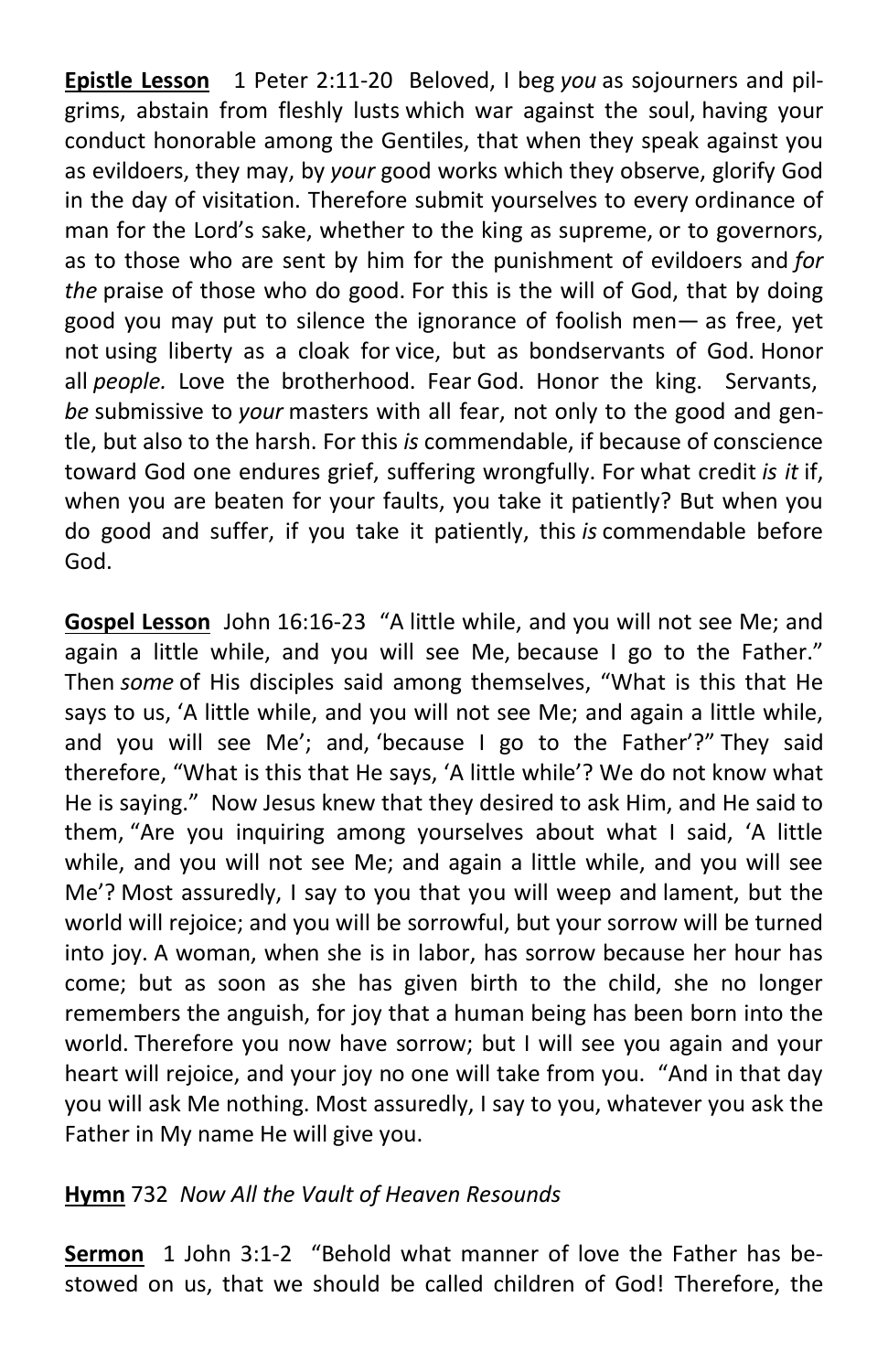**Epistle Lesson** 1 Peter 2:11-20 Beloved, I beg *you* as sojourners and pilgrims, abstain from fleshly lusts which war against the soul, having your conduct honorable among the Gentiles, that when they speak against you as evildoers, they may, by *your* good works which they observe, glorify God in the day of visitation. Therefore submit yourselves to every ordinance of man for the Lord's sake, whether to the king as supreme, or to governors, as to those who are sent by him for the punishment of evildoers and *for the* praise of those who do good. For this is the will of God, that by doing good you may put to silence the ignorance of foolish men— as free, yet not using liberty as a cloak for vice, but as bondservants of God. Honor all *people.* Love the brotherhood. Fear God. Honor the king. Servants, *be* submissive to *your* masters with all fear, not only to the good and gentle, but also to the harsh. For this *is* commendable, if because of conscience toward God one endures grief, suffering wrongfully. For what credit *is it* if, when you are beaten for your faults, you take it patiently? But when you do good and suffer, if you take it patiently, this *is* commendable before God.

**Gospel Lesson** John 16:16-23 "A little while, and you will not see Me; and again a little while, and you will see Me, because I go to the Father." Then *some* of His disciples said among themselves, "What is this that He says to us, 'A little while, and you will not see Me; and again a little while, and you will see Me'; and, 'because I go to the Father'?" They said therefore, "What is this that He says, 'A little while'? We do not know what He is saying." Now Jesus knew that they desired to ask Him, and He said to them, "Are you inquiring among yourselves about what I said, 'A little while, and you will not see Me; and again a little while, and you will see Me'? Most assuredly, I say to you that you will weep and lament, but the world will rejoice; and you will be sorrowful, but your sorrow will be turned into joy. A woman, when she is in labor, has sorrow because her hour has come; but as soon as she has given birth to the child, she no longer remembers the anguish, for joy that a human being has been born into the world. Therefore you now have sorrow; but I will see you again and your heart will rejoice, and your joy no one will take from you. "And in that day you will ask Me nothing. Most assuredly, I say to you, whatever you ask the Father in My name He will give you.

**Hymn** 732 *Now All the Vault of Heaven Resounds*

**Sermon** 1 John 3:1-2 "Behold what manner of love the Father has bestowed on us, that we should be called children of God! Therefore, the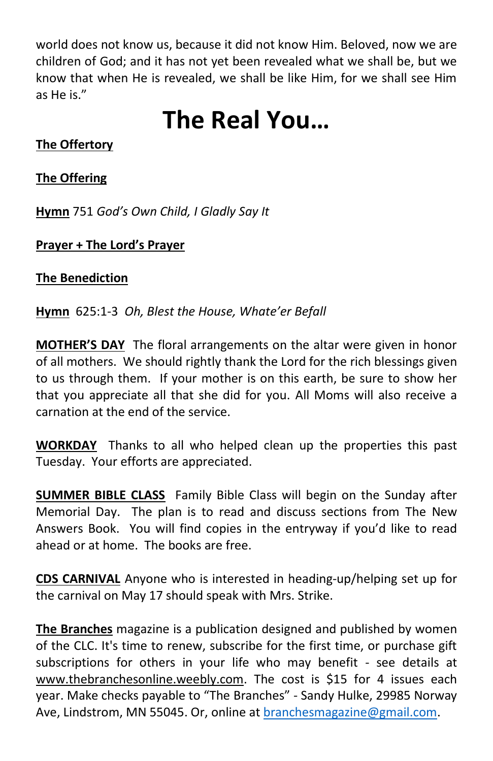world does not know us, because it did not know Him. Beloved, now we are children of God; and it has not yet been revealed what we shall be, but we know that when He is revealed, we shall be like Him, for we shall see Him as He is."

# The Real You…

**The Offertory**

**The Offering**

**Hymn** 751 *God's Own Child, I Gladly Say It*

**Prayer + The Lord's Prayer**

**The Benediction**

**Hymn** 625:1-3 *Oh, Blest the House, Whate'er Befall*

**MOTHER'S DAY** The floral arrangements on the altar were given in honor of all mothers. We should rightly thank the Lord for the rich blessings given to us through them. If your mother is on this earth, be sure to show her that you appreciate all that she did for you. All Moms will also receive a carnation at the end of the service.

**WORKDAY** Thanks to all who helped clean up the properties this past Tuesday. Your efforts are appreciated.

**SUMMER BIBLE CLASS** Family Bible Class will begin on the Sunday after Memorial Day. The plan is to read and discuss sections from The New Answers Book. You will find copies in the entryway if you'd like to read ahead or at home. The books are free.

**CDS CARNIVAL** Anyone who is interested in heading-up/helping set up for the carnival on May 17 should speak with Mrs. Strike.

**The Branches** magazine is a publication designed and published by women of the CLC. It's time to renew, subscribe for the first time, or purchase gift subscriptions for others in your life who may benefit - see details at www.thebranchesonline.weebly.com. The cost is $15 for 4 issues each year. Make checks payable to "The Branches" - Sandy Hulke, 29985 Norway Ave, Lindstrom, MN 55045. Or, online at branchesmagazine@gmail.com.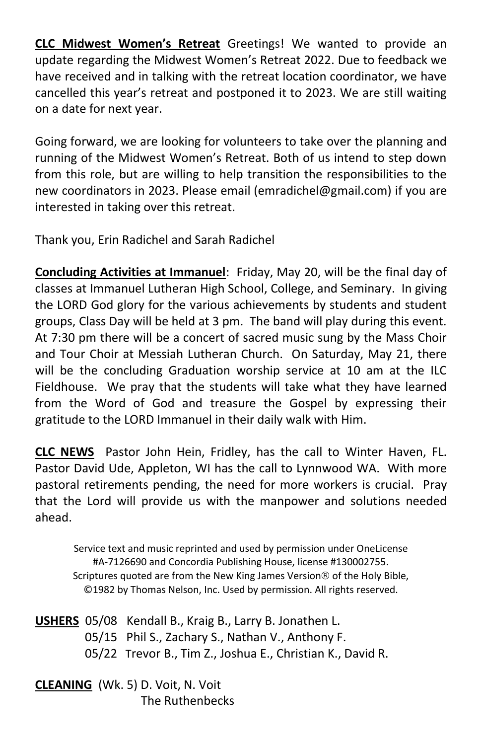**CLC Midwest Women's Retreat** Greetings! We wanted to provide an update regarding the Midwest Women's Retreat 2022. Due to feedback we have received and in talking with the retreat location coordinator, we have cancelled this year's retreat and postponed it to 2023. We are still waiting on a date for next year.

Going forward, we are looking for volunteers to take over the planning and running of the Midwest Women's Retreat. Both of us intend to step down from this role, but are willing to help transition the responsibilities to the new coordinators in 2023. Please email (emradichel@gmail.com) if you are interested in taking over this retreat.

Thank you, Erin Radichel and Sarah Radichel

**Concluding Activities at Immanuel**: Friday, May 20, will be the final day of classes at Immanuel Lutheran High School, College, and Seminary. In giving the LORD God glory for the various achievements by students and student groups, Class Day will be held at 3 pm. The band will play during this event. At 7:30 pm there will be a concert of sacred music sung by the Mass Choir and Tour Choir at Messiah Lutheran Church. On Saturday, May 21, there will be the concluding Graduation worship service at 10 am at the ILC Fieldhouse. We pray that the students will take what they have learned from the Word of God and treasure the Gospel by expressing their gratitude to the LORD Immanuel in their daily walk with Him.

**CLC NEWS** Pastor John Hein, Fridley, has the call to Winter Haven, FL. Pastor David Ude, Appleton, WI has the call to Lynnwood WA. With more pastoral retirements pending, the need for more workers is crucial. Pray that the Lord will provide us with the manpower and solutions needed ahead.

Service text and music reprinted and used by permission under OneLicense #A-7126690 and Concordia Publishing House, license #130002755.
Scriptures quoted are from the New King James Version® of the Holy Bible, ©1982 by Thomas Nelson, Inc. Used by permission. All rights reserved.

**USHERS** 05/08 Kendall B., Kraig B., Larry B. Jonathen L.
05/15 Phil S., Zachary S., Nathan V., Anthony F.
05/22 Trevor B., Tim Z., Joshua E., Christian K., David R.

**CLEANING** (Wk. 5) D. Voit, N. Voit
The Ruthenbecks